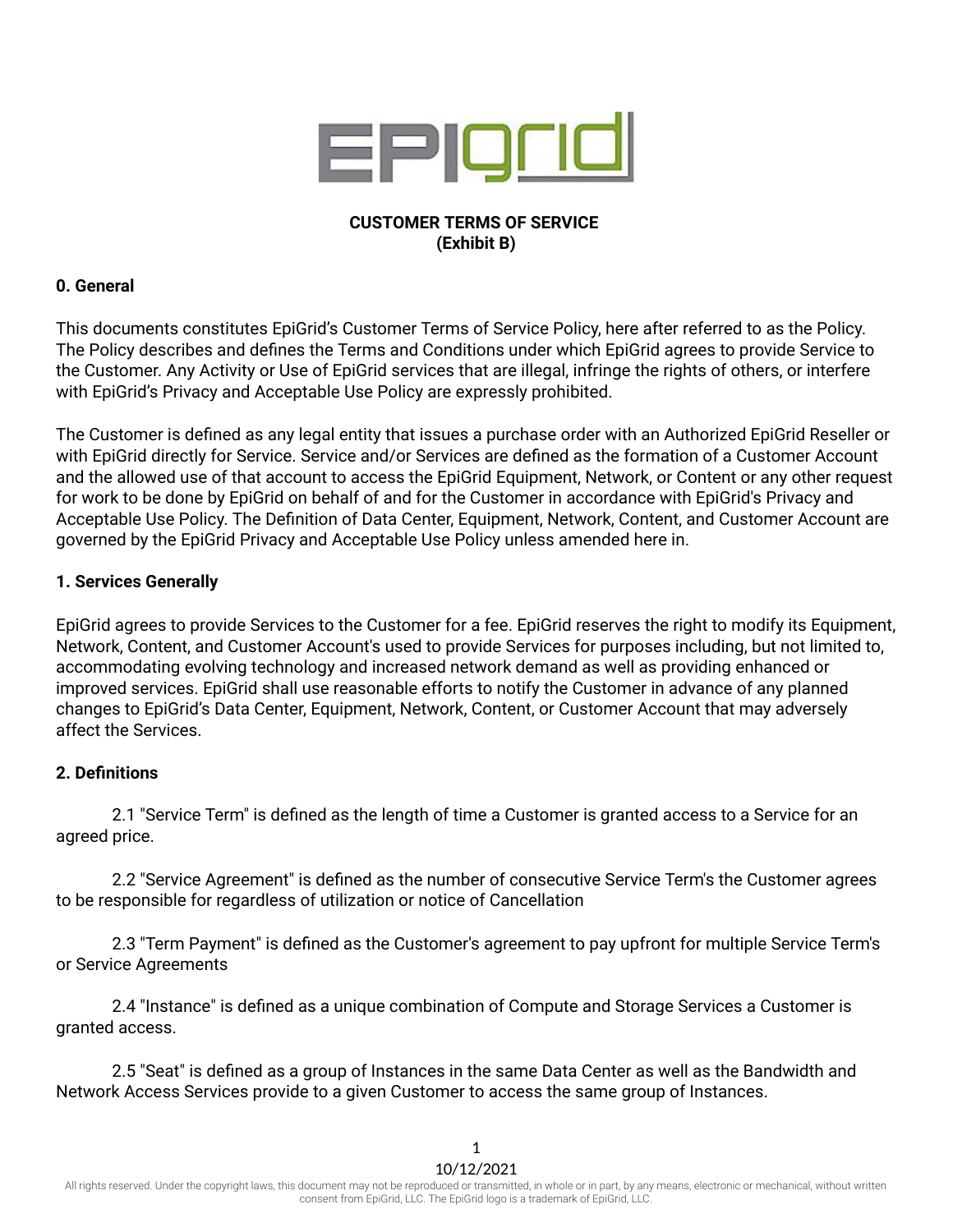# CUSTOMER TERMS OF SERVICE
**(Exhibit B)**

## 0. General

This documents constitutes EpiGrid's Customer Terms of Service Policy, here after referred to as the Policy. The Policy describes and defines the Terms and Conditions under which EpiGrid agrees to provide Service to the Customer. Any Activity or Use of EpiGrid services that are illegal, infringe the rights of others, or interfere with EpiGrid's Privacy and Acceptable Use Policy are expressly prohibited.

The Customer is defined as any legal entity that issues a purchase order with an Authorized EpiGrid Reseller or with EpiGrid directly for Service. Service and/or Services are defined as the formation of a Customer Account and the allowed use of that account to access the EpiGrid Equipment, Network, or Content or any other request for work to be done by EpiGrid on behalf of and for the Customer in accordance with EpiGrid's Privacy and Acceptable Use Policy. The Definition of Data Center, Equipment, Network, Content, and Customer Account are governed by the EpiGrid Privacy and Acceptable Use Policy unless amended here in.

## 1. Services Generally

EpiGrid agrees to provide Services to the Customer for a fee. EpiGrid reserves the right to modify its Equipment, Network, Content, and Customer Account's used to provide Services for purposes including, but not limited to, accommodating evolving technology and increased network demand as well as providing enhanced or improved services. EpiGrid shall use reasonable efforts to notify the Customer in advance of any planned changes to EpiGrid's Data Center, Equipment, Network, Content, or Customer Account that may adversely affect the Services.

## 2. Definitions

2.1 "Service Term" is defined as the length of time a Customer is granted access to a Service for an agreed price.

2.2 "Service Agreement" is defined as the number of consecutive Service Term's the Customer agrees to be responsible for regardless of utilization or notice of Cancellation

2.3 "Term Payment" is defined as the Customer's agreement to pay upfront for multiple Service Term's or Service Agreements

2.4 "Instance" is defined as a unique combination of Compute and Storage Services a Customer is granted access.

2.5 "Seat" is defined as a group of Instances in the same Data Center as well as the Bandwidth and Network Access Services provide to a given Customer to access the same group of Instances.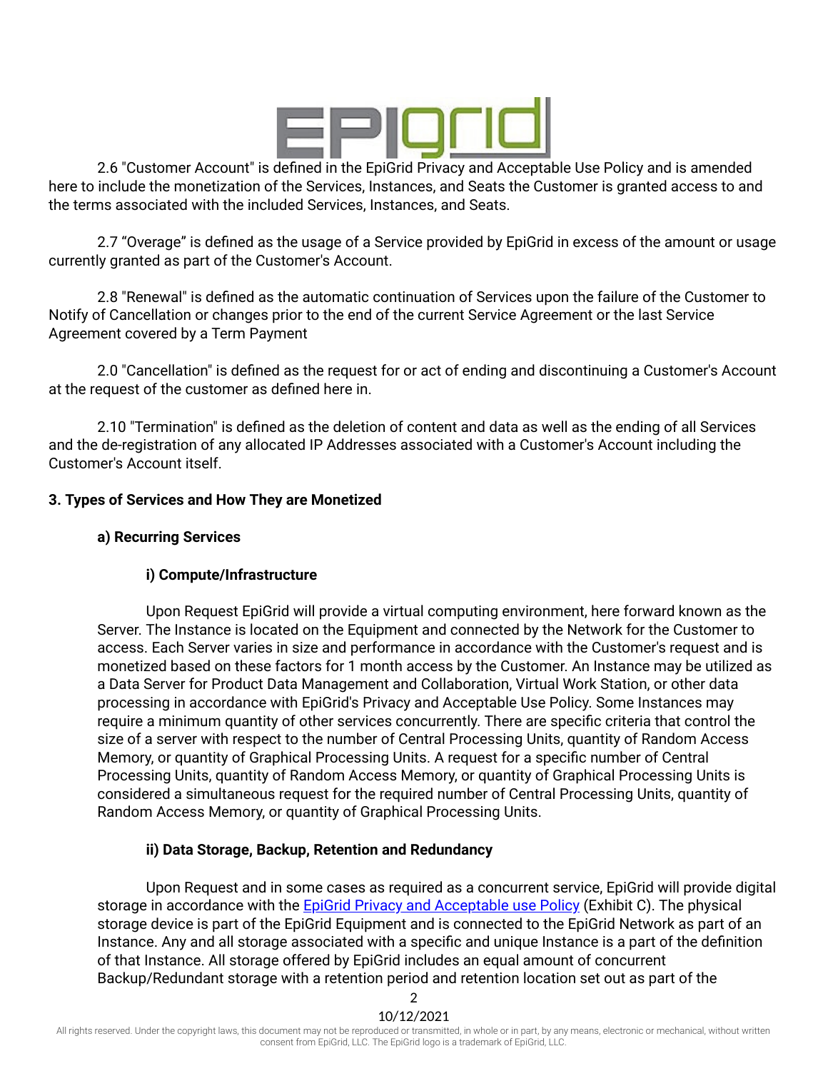2.6 "Customer Account" is defined in the EpiGrid Privacy and Acceptable Use Policy and is amended here to include the monetization of the Services, Instances, and Seats the Customer is granted access to and the terms associated with the included Services, Instances, and Seats.

2.7 "Overage" is defined as the usage of a Service provided by EpiGrid in excess of the amount or usage currently granted as part of the Customer's Account.

2.8 "Renewal" is defined as the automatic continuation of Services upon the failure of the Customer to Notify of Cancellation or changes prior to the end of the current Service Agreement or the last Service Agreement covered by a Term Payment

2.0 "Cancellation" is defined as the request for or act of ending and discontinuing a Customer's Account at the request of the customer as defined here in.

2.10 "Termination" is defined as the deletion of content and data as well as the ending of all Services and the de-registration of any allocated IP Addresses associated with a Customer's Account including the Customer's Account itself.

**3. Types of Services and How They are Monetized**

**a) Recurring Services**

**i) Compute/Infrastructure**

Upon Request EpiGrid will provide a virtual computing environment, here forward known as the Server. The Instance is located on the Equipment and connected by the Network for the Customer to access. Each Server varies in size and performance in accordance with the Customer's request and is monetized based on these factors for 1 month access by the Customer. An Instance may be utilized as a Data Server for Product Data Management and Collaboration, Virtual Work Station, or other data processing in accordance with EpiGrid's Privacy and Acceptable Use Policy. Some Instances may require a minimum quantity of other services concurrently. There are specific criteria that control the size of a server with respect to the number of Central Processing Units, quantity of Random Access Memory, or quantity of Graphical Processing Units. A request for a specific number of Central Processing Units, quantity of Random Access Memory, or quantity of Graphical Processing Units is considered a simultaneous request for the required number of Central Processing Units, quantity of Random Access Memory, or quantity of Graphical Processing Units.

**ii) Data Storage, Backup, Retention and Redundancy**

Upon Request and in some cases as required as a concurrent service, EpiGrid will provide digital storage in accordance with the EpiGrid Privacy and Acceptable use Policy (Exhibit C). The physical storage device is part of the EpiGrid Equipment and is connected to the EpiGrid Network as part of an Instance. Any and all storage associated with a specific and unique Instance is a part of the definition of that Instance. All storage offered by EpiGrid includes an equal amount of concurrent Backup/Redundant storage with a retention period and retention location set out as part of the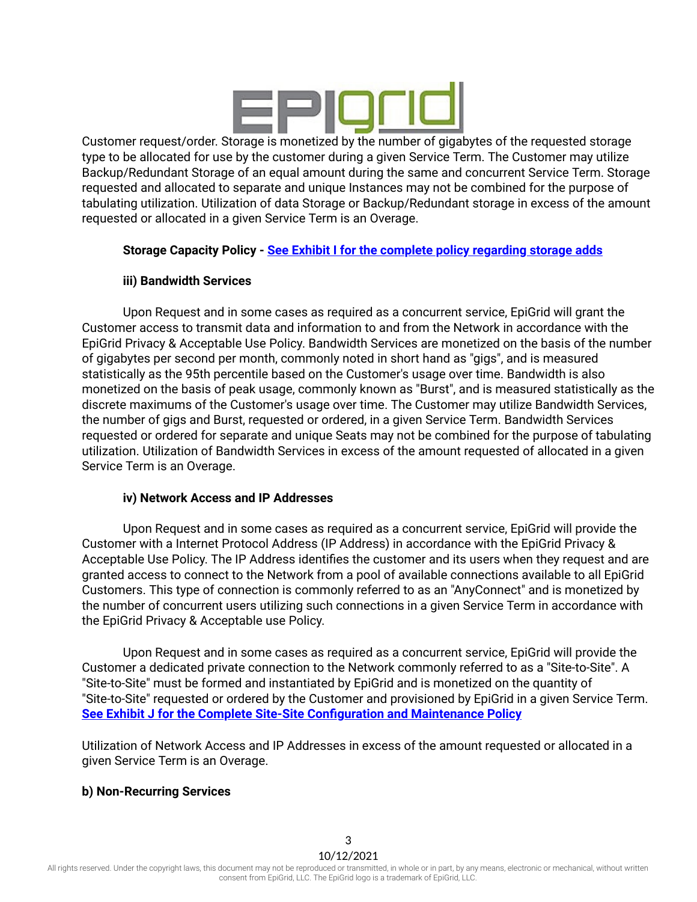Customer request/order. Storage is monetized by the number of gigabytes of the requested storage type to be allocated for use by the customer during a given Service Term. The Customer may utilize Backup/Redundant Storage of an equal amount during the same and concurrent Service Term. Storage requested and allocated to separate and unique Instances may not be combined for the purpose of tabulating utilization. Utilization of data Storage or Backup/Redundant storage in excess of the amount requested or allocated in a given Service Term is an Overage.

**Storage Capacity Policy -** **See Exhibit I for the complete policy regarding storage adds**

### iii) Bandwidth Services

Upon Request and in some cases as required as a concurrent service, EpiGrid will grant the Customer access to transmit data and information to and from the Network in accordance with the EpiGrid Privacy & Acceptable Use Policy. Bandwidth Services are monetized on the basis of the number of gigabytes per second per month, commonly noted in short hand as "gigs", and is measured statistically as the 95th percentile based on the Customer's usage over time. Bandwidth is also monetized on the basis of peak usage, commonly known as "Burst", and is measured statistically as the discrete maximums of the Customer's usage over time. The Customer may utilize Bandwidth Services, the number of gigs and Burst, requested or ordered, in a given Service Term. Bandwidth Services requested or ordered for separate and unique Seats may not be combined for the purpose of tabulating utilization. Utilization of Bandwidth Services in excess of the amount requested of allocated in a given Service Term is an Overage.

### iv) Network Access and IP Addresses

Upon Request and in some cases as required as a concurrent service, EpiGrid will provide the Customer with a Internet Protocol Address (IP Address) in accordance with the EpiGrid Privacy & Acceptable Use Policy. The IP Address identifies the customer and its users when they request and are granted access to connect to the Network from a pool of available connections available to all EpiGrid Customers. This type of connection is commonly referred to as an "AnyConnect" and is monetized by the number of concurrent users utilizing such connections in a given Service Term in accordance with the EpiGrid Privacy & Acceptable use Policy.

Upon Request and in some cases as required as a concurrent service, EpiGrid will provide the Customer a dedicated private connection to the Network commonly referred to as a "Site-to-Site". A "Site-to-Site" must be formed and instantiated by EpiGrid and is monetized on the quantity of "Site-to-Site" requested or ordered by the Customer and provisioned by EpiGrid in a given Service Term. **See Exhibit J for the Complete Site-Site Configuration and Maintenance Policy**

Utilization of Network Access and IP Addresses in excess of the amount requested or allocated in a given Service Term is an Overage.

## b) Non-Recurring Services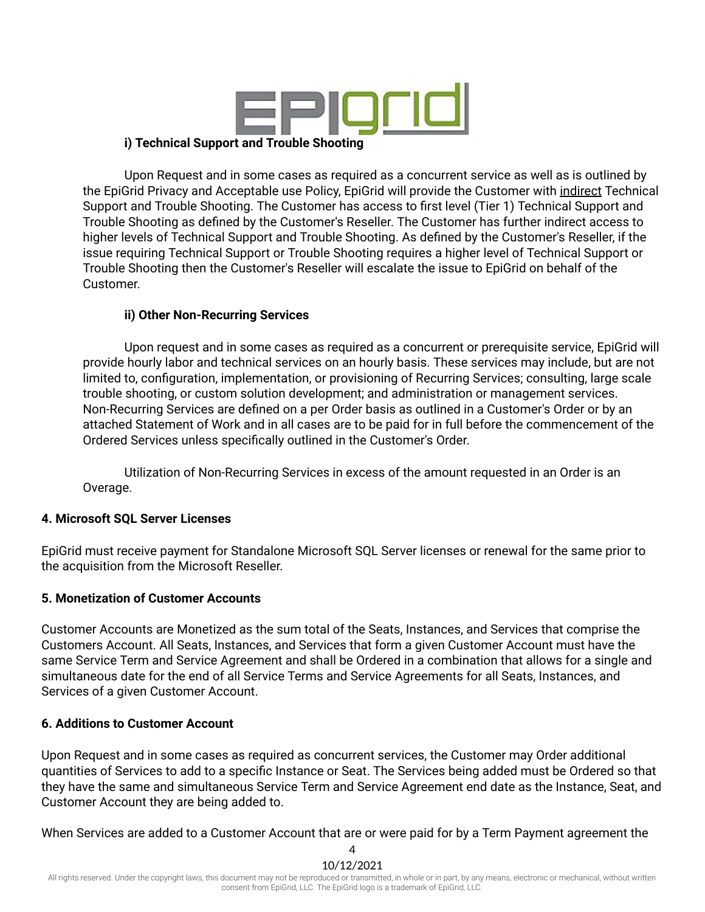#### i) Technical Support and Trouble Shooting

Upon Request and in some cases as required as a concurrent service as well as is outlined by the EpiGrid Privacy and Acceptable use Policy, EpiGrid will provide the Customer with indirect Technical Support and Trouble Shooting. The Customer has access to first level (Tier 1) Technical Support and Trouble Shooting as defined by the Customer's Reseller. The Customer has further indirect access to higher levels of Technical Support and Trouble Shooting. As defined by the Customer's Reseller, if the issue requiring Technical Support or Trouble Shooting requires a higher level of Technical Support or Trouble Shooting then the Customer's Reseller will escalate the issue to EpiGrid on behalf of the Customer.

#### ii) Other Non-Recurring Services

Upon request and in some cases as required as a concurrent or prerequisite service, EpiGrid will provide hourly labor and technical services on an hourly basis. These services may include, but are not limited to, configuration, implementation, or provisioning of Recurring Services; consulting, large scale trouble shooting, or custom solution development; and administration or management services. Non-Recurring Services are defined on a per Order basis as outlined in a Customer's Order or by an attached Statement of Work and in all cases are to be paid for in full before the commencement of the Ordered Services unless specifically outlined in the Customer's Order.

Utilization of Non-Recurring Services in excess of the amount requested in an Order is an Overage.

### 4. Microsoft SQL Server Licenses

EpiGrid must receive payment for Standalone Microsoft SQL Server licenses or renewal for the same prior to the acquisition from the Microsoft Reseller.

### 5. Monetization of Customer Accounts

Customer Accounts are Monetized as the sum total of the Seats, Instances, and Services that comprise the Customers Account. All Seats, Instances, and Services that form a given Customer Account must have the same Service Term and Service Agreement and shall be Ordered in a combination that allows for a single and simultaneous date for the end of all Service Terms and Service Agreements for all Seats, Instances, and Services of a given Customer Account.

### 6. Additions to Customer Account

Upon Request and in some cases as required as concurrent services, the Customer may Order additional quantities of Services to add to a specific Instance or Seat. The Services being added must be Ordered so that they have the same and simultaneous Service Term and Service Agreement end date as the Instance, Seat, and Customer Account they are being added to.

When Services are added to a Customer Account that are or were paid for by a Term Payment agreement the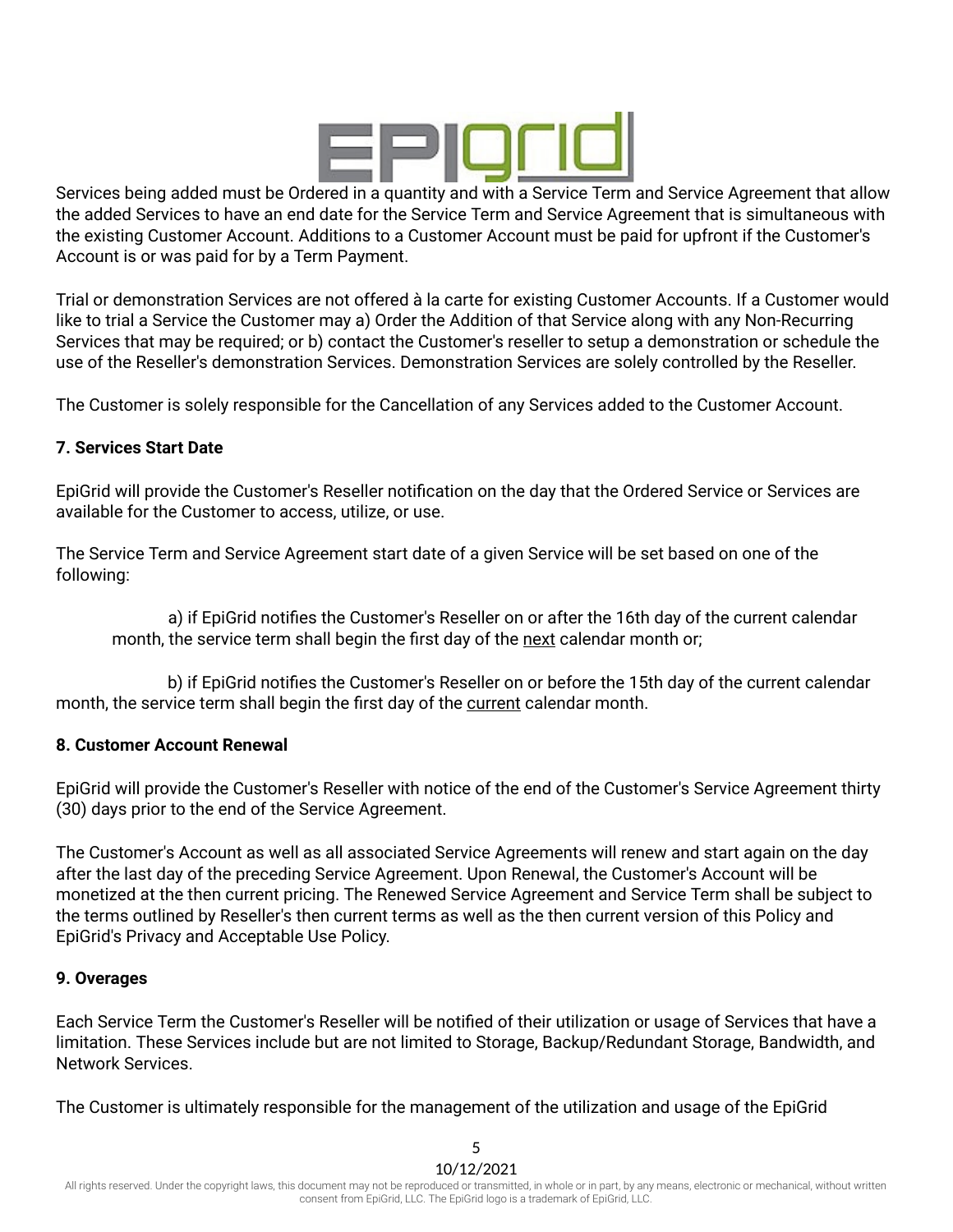Services being added must be Ordered in a quantity and with a Service Term and Service Agreement that allow the added Services to have an end date for the Service Term and Service Agreement that is simultaneous with the existing Customer Account. Additions to a Customer Account must be paid for upfront if the Customer's Account is or was paid for by a Term Payment.

Trial or demonstration Services are not offered à la carte for existing Customer Accounts. If a Customer would like to trial a Service the Customer may a) Order the Addition of that Service along with any Non-Recurring Services that may be required; or b) contact the Customer's reseller to setup a demonstration or schedule the use of the Reseller's demonstration Services. Demonstration Services are solely controlled by the Reseller.

The Customer is solely responsible for the Cancellation of any Services added to the Customer Account.

### 7. Services Start Date

EpiGrid will provide the Customer's Reseller notification on the day that the Ordered Service or Services are available for the Customer to access, utilize, or use.

The Service Term and Service Agreement start date of a given Service will be set based on one of the following:

a) if EpiGrid notifies the Customer's Reseller on or after the 16th day of the current calendar month, the service term shall begin the first day of the <u>next</u> calendar month or;

b) if EpiGrid notifies the Customer's Reseller on or before the 15th day of the current calendar month, the service term shall begin the first day of the <u>current</u> calendar month.

### 8. Customer Account Renewal

EpiGrid will provide the Customer's Reseller with notice of the end of the Customer's Service Agreement thirty (30) days prior to the end of the Service Agreement.

The Customer's Account as well as all associated Service Agreements will renew and start again on the day after the last day of the preceding Service Agreement. Upon Renewal, the Customer's Account will be monetized at the then current pricing. The Renewed Service Agreement and Service Term shall be subject to the terms outlined by Reseller's then current terms as well as the then current version of this Policy and EpiGrid's Privacy and Acceptable Use Policy.

### 9. Overages

Each Service Term the Customer's Reseller will be notified of their utilization or usage of Services that have a limitation. These Services include but are not limited to Storage, Backup/Redundant Storage, Bandwidth, and Network Services.

The Customer is ultimately responsible for the management of the utilization and usage of the EpiGrid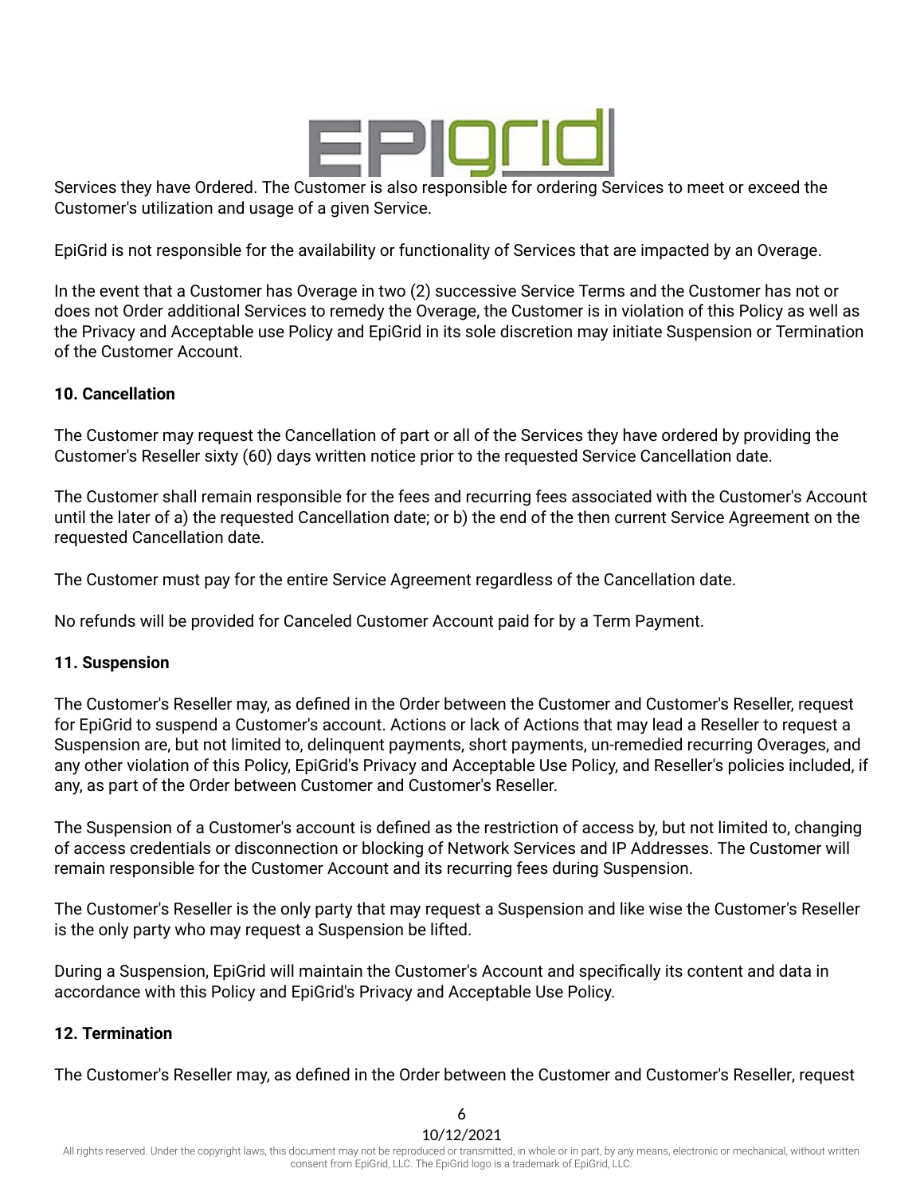Services they have Ordered. The Customer is also responsible for ordering Services to meet or exceed the Customer's utilization and usage of a given Service.

EpiGrid is not responsible for the availability or functionality of Services that are impacted by an Overage.

In the event that a Customer has Overage in two (2) successive Service Terms and the Customer has not or does not Order additional Services to remedy the Overage, the Customer is in violation of this Policy as well as the Privacy and Acceptable use Policy and EpiGrid in its sole discretion may initiate Suspension or Termination of the Customer Account.

**10. Cancellation**

The Customer may request the Cancellation of part or all of the Services they have ordered by providing the Customer's Reseller sixty (60) days written notice prior to the requested Service Cancellation date.

The Customer shall remain responsible for the fees and recurring fees associated with the Customer's Account until the later of a) the requested Cancellation date; or b) the end of the then current Service Agreement on the requested Cancellation date.

The Customer must pay for the entire Service Agreement regardless of the Cancellation date.

No refunds will be provided for Canceled Customer Account paid for by a Term Payment.

**11. Suspension**

The Customer's Reseller may, as defined in the Order between the Customer and Customer's Reseller, request for EpiGrid to suspend a Customer's account. Actions or lack of Actions that may lead a Reseller to request a Suspension are, but not limited to, delinquent payments, short payments, un-remedied recurring Overages, and any other violation of this Policy, EpiGrid's Privacy and Acceptable Use Policy, and Reseller's policies included, if any, as part of the Order between Customer and Customer's Reseller.

The Suspension of a Customer's account is defined as the restriction of access by, but not limited to, changing of access credentials or disconnection or blocking of Network Services and IP Addresses. The Customer will remain responsible for the Customer Account and its recurring fees during Suspension.

The Customer's Reseller is the only party that may request a Suspension and like wise the Customer's Reseller is the only party who may request a Suspension be lifted.

During a Suspension, EpiGrid will maintain the Customer's Account and specifically its content and data in accordance with this Policy and EpiGrid's Privacy and Acceptable Use Policy.

**12. Termination**

The Customer's Reseller may, as defined in the Order between the Customer and Customer's Reseller, request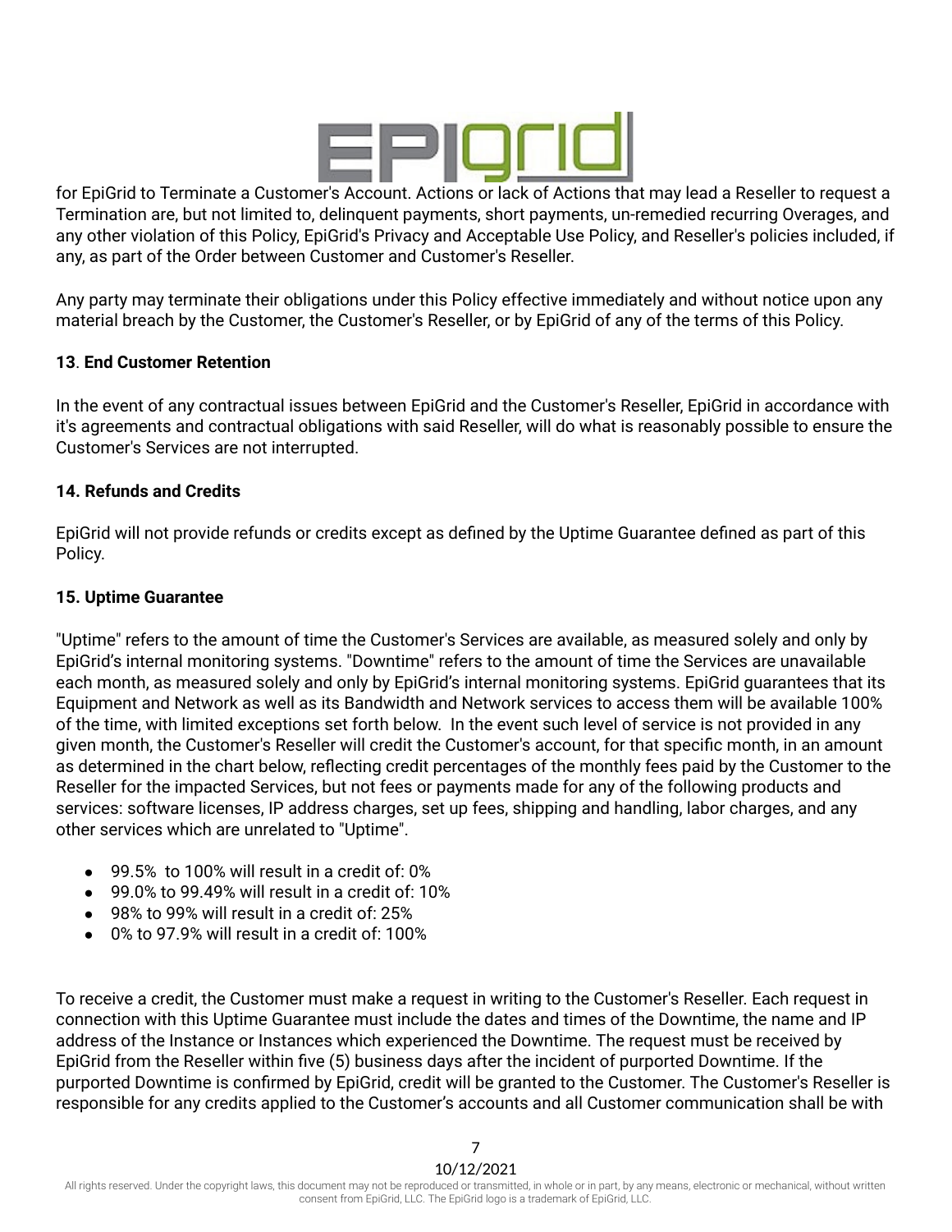for EpiGrid to Terminate a Customer's Account. Actions or lack of Actions that may lead a Reseller to request a Termination are, but not limited to, delinquent payments, short payments, un-remedied recurring Overages, and any other violation of this Policy, EpiGrid's Privacy and Acceptable Use Policy, and Reseller's policies included, if any, as part of the Order between Customer and Customer's Reseller.

Any party may terminate their obligations under this Policy effective immediately and without notice upon any material breach by the Customer, the Customer's Reseller, or by EpiGrid of any of the terms of this Policy.

**13. End Customer Retention**

In the event of any contractual issues between EpiGrid and the Customer's Reseller, EpiGrid in accordance with it's agreements and contractual obligations with said Reseller, will do what is reasonably possible to ensure the Customer's Services are not interrupted.

**14. Refunds and Credits**

EpiGrid will not provide refunds or credits except as defined by the Uptime Guarantee defined as part of this Policy.

**15. Uptime Guarantee**

"Uptime" refers to the amount of time the Customer's Services are available, as measured solely and only by EpiGrid's internal monitoring systems. "Downtime" refers to the amount of time the Services are unavailable each month, as measured solely and only by EpiGrid's internal monitoring systems. EpiGrid guarantees that its Equipment and Network as well as its Bandwidth and Network services to access them will be available 100% of the time, with limited exceptions set forth below. In the event such level of service is not provided in any given month, the Customer's Reseller will credit the Customer's account, for that specific month, in an amount as determined in the chart below, reflecting credit percentages of the monthly fees paid by the Customer to the Reseller for the impacted Services, but not fees or payments made for any of the following products and services: software licenses, IP address charges, set up fees, shipping and handling, labor charges, and any other services which are unrelated to "Uptime".

- 99.5% to 100% will result in a credit of: 0%
- 99.0% to 99.49% will result in a credit of: 10%
- 98% to 99% will result in a credit of: 25%
- 0% to 97.9% will result in a credit of: 100%

To receive a credit, the Customer must make a request in writing to the Customer's Reseller. Each request in connection with this Uptime Guarantee must include the dates and times of the Downtime, the name and IP address of the Instance or Instances which experienced the Downtime. The request must be received by EpiGrid from the Reseller within five (5) business days after the incident of purported Downtime. If the purported Downtime is confirmed by EpiGrid, credit will be granted to the Customer. The Customer's Reseller is responsible for any credits applied to the Customer's accounts and all Customer communication shall be with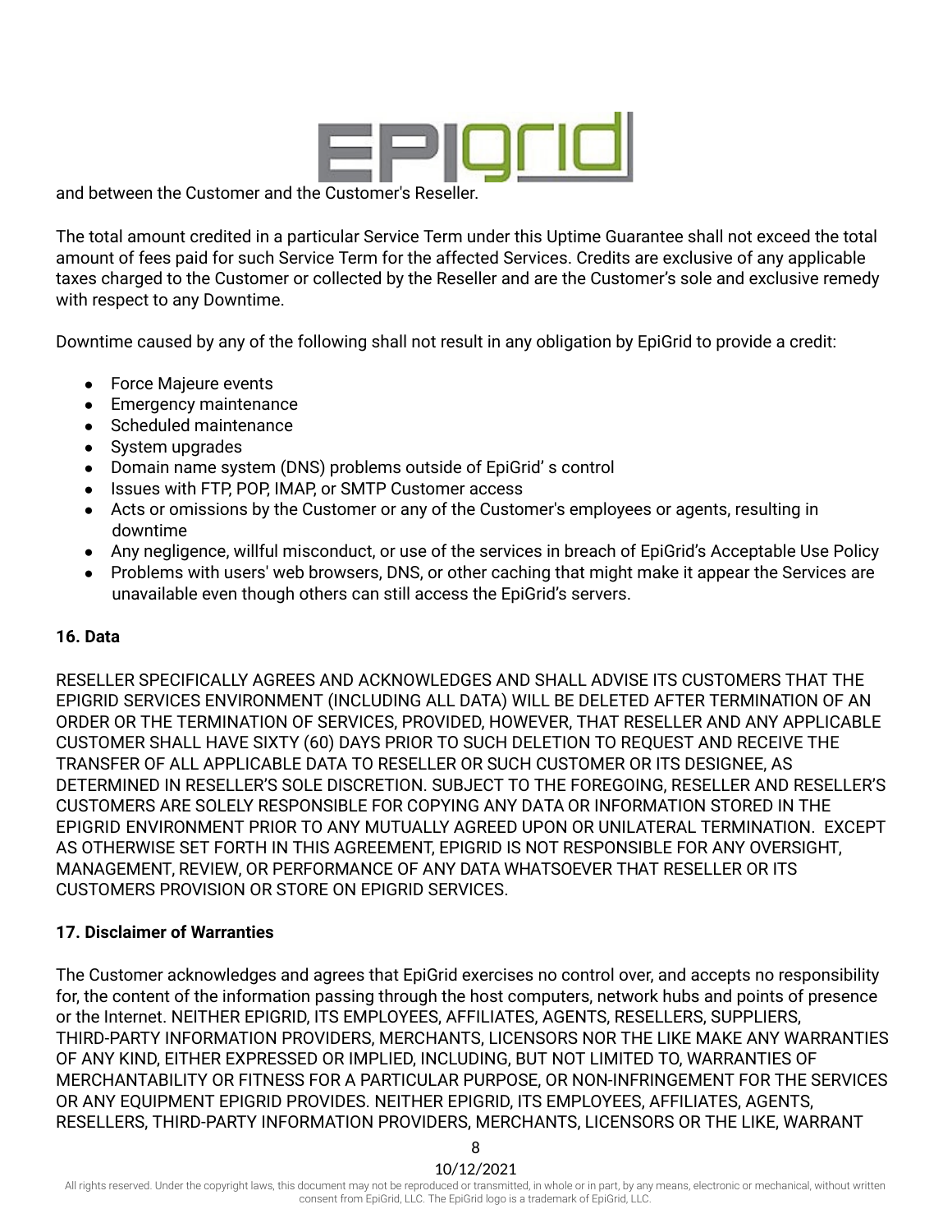and between the Customer and the Customer's Reseller.

The total amount credited in a particular Service Term under this Uptime Guarantee shall not exceed the total amount of fees paid for such Service Term for the affected Services. Credits are exclusive of any applicable taxes charged to the Customer or collected by the Reseller and are the Customer's sole and exclusive remedy with respect to any Downtime.

Downtime caused by any of the following shall not result in any obligation by EpiGrid to provide a credit:

- Force Majeure events
- Emergency maintenance
- Scheduled maintenance
- System upgrades
- Domain name system (DNS) problems outside of EpiGrid' s control
- Issues with FTP, POP, IMAP, or SMTP Customer access
- Acts or omissions by the Customer or any of the Customer's employees or agents, resulting in downtime
- Any negligence, willful misconduct, or use of the services in breach of EpiGrid's Acceptable Use Policy
- Problems with users' web browsers, DNS, or other caching that might make it appear the Services are unavailable even though others can still access the EpiGrid's servers.

### 16. Data

RESELLER SPECIFICALLY AGREES AND ACKNOWLEDGES AND SHALL ADVISE ITS CUSTOMERS THAT THE EPIGRID SERVICES ENVIRONMENT (INCLUDING ALL DATA) WILL BE DELETED AFTER TERMINATION OF AN ORDER OR THE TERMINATION OF SERVICES, PROVIDED, HOWEVER, THAT RESELLER AND ANY APPLICABLE CUSTOMER SHALL HAVE SIXTY (60) DAYS PRIOR TO SUCH DELETION TO REQUEST AND RECEIVE THE TRANSFER OF ALL APPLICABLE DATA TO RESELLER OR SUCH CUSTOMER OR ITS DESIGNEE, AS DETERMINED IN RESELLER'S SOLE DISCRETION. SUBJECT TO THE FOREGOING, RESELLER AND RESELLER'S CUSTOMERS ARE SOLELY RESPONSIBLE FOR COPYING ANY DATA OR INFORMATION STORED IN THE EPIGRID ENVIRONMENT PRIOR TO ANY MUTUALLY AGREED UPON OR UNILATERAL TERMINATION. EXCEPT AS OTHERWISE SET FORTH IN THIS AGREEMENT, EPIGRID IS NOT RESPONSIBLE FOR ANY OVERSIGHT, MANAGEMENT, REVIEW, OR PERFORMANCE OF ANY DATA WHATSOEVER THAT RESELLER OR ITS CUSTOMERS PROVISION OR STORE ON EPIGRID SERVICES.

### 17. Disclaimer of Warranties

The Customer acknowledges and agrees that EpiGrid exercises no control over, and accepts no responsibility for, the content of the information passing through the host computers, network hubs and points of presence or the Internet. NEITHER EPIGRID, ITS EMPLOYEES, AFFILIATES, AGENTS, RESELLERS, SUPPLIERS, THIRD-PARTY INFORMATION PROVIDERS, MERCHANTS, LICENSORS NOR THE LIKE MAKE ANY WARRANTIES OF ANY KIND, EITHER EXPRESSED OR IMPLIED, INCLUDING, BUT NOT LIMITED TO, WARRANTIES OF MERCHANTABILITY OR FITNESS FOR A PARTICULAR PURPOSE, OR NON-INFRINGEMENT FOR THE SERVICES OR ANY EQUIPMENT EPIGRID PROVIDES. NEITHER EPIGRID, ITS EMPLOYEES, AFFILIATES, AGENTS, RESELLERS, THIRD-PARTY INFORMATION PROVIDERS, MERCHANTS, LICENSORS OR THE LIKE, WARRANT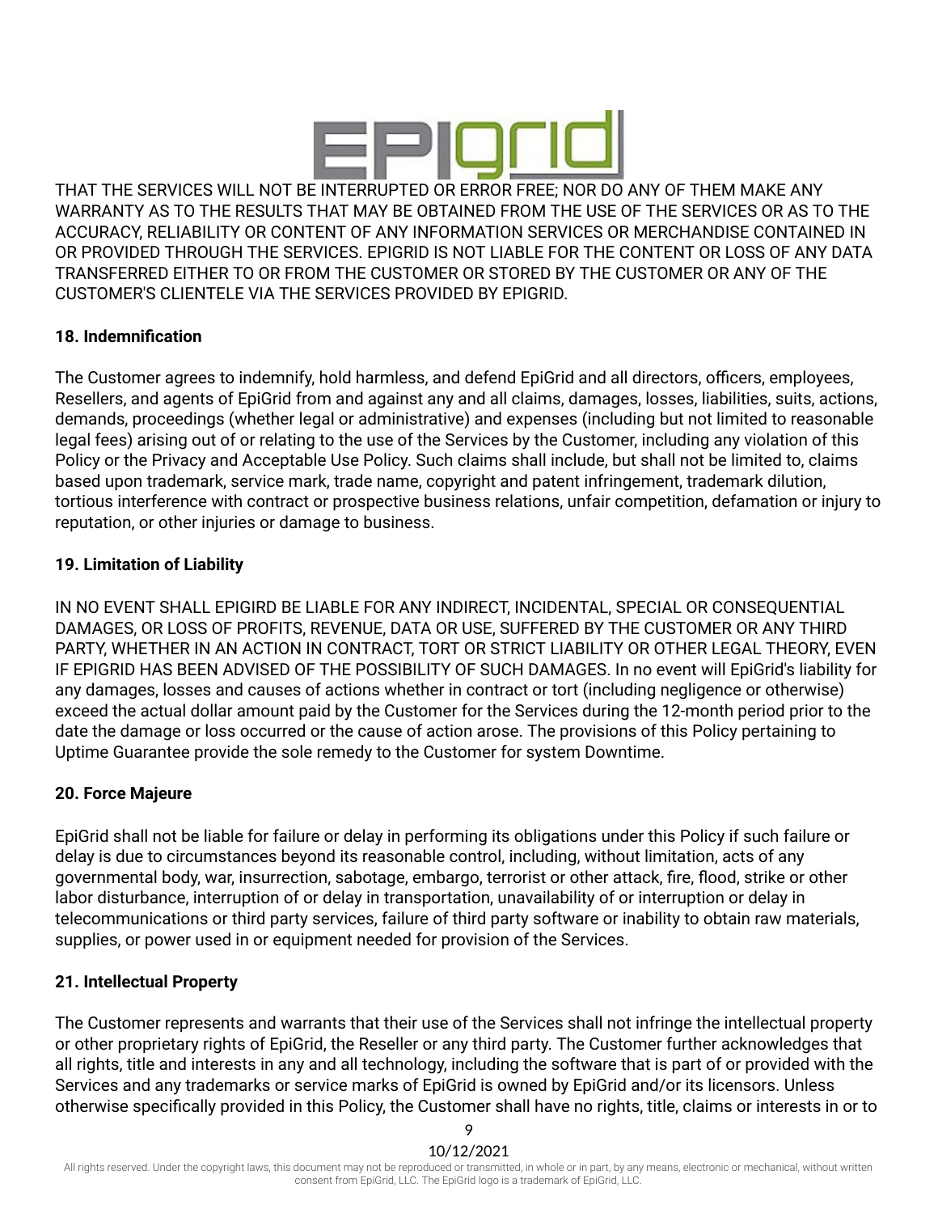THAT THE SERVICES WILL NOT BE INTERRUPTED OR ERROR FREE; NOR DO ANY OF THEM MAKE ANY WARRANTY AS TO THE RESULTS THAT MAY BE OBTAINED FROM THE USE OF THE SERVICES OR AS TO THE ACCURACY, RELIABILITY OR CONTENT OF ANY INFORMATION SERVICES OR MERCHANDISE CONTAINED IN OR PROVIDED THROUGH THE SERVICES. EPIGRID IS NOT LIABLE FOR THE CONTENT OR LOSS OF ANY DATA TRANSFERRED EITHER TO OR FROM THE CUSTOMER OR STORED BY THE CUSTOMER OR ANY OF THE CUSTOMER'S CLIENTELE VIA THE SERVICES PROVIDED BY EPIGRID.

### 18. Indemnification

The Customer agrees to indemnify, hold harmless, and defend EpiGrid and all directors, officers, employees, Resellers, and agents of EpiGrid from and against any and all claims, damages, losses, liabilities, suits, actions, demands, proceedings (whether legal or administrative) and expenses (including but not limited to reasonable legal fees) arising out of or relating to the use of the Services by the Customer, including any violation of this Policy or the Privacy and Acceptable Use Policy. Such claims shall include, but shall not be limited to, claims based upon trademark, service mark, trade name, copyright and patent infringement, trademark dilution, tortious interference with contract or prospective business relations, unfair competition, defamation or injury to reputation, or other injuries or damage to business.

### 19. Limitation of Liability

IN NO EVENT SHALL EPIGIRD BE LIABLE FOR ANY INDIRECT, INCIDENTAL, SPECIAL OR CONSEQUENTIAL DAMAGES, OR LOSS OF PROFITS, REVENUE, DATA OR USE, SUFFERED BY THE CUSTOMER OR ANY THIRD PARTY, WHETHER IN AN ACTION IN CONTRACT, TORT OR STRICT LIABILITY OR OTHER LEGAL THEORY, EVEN IF EPIGRID HAS BEEN ADVISED OF THE POSSIBILITY OF SUCH DAMAGES. In no event will EpiGrid's liability for any damages, losses and causes of actions whether in contract or tort (including negligence or otherwise) exceed the actual dollar amount paid by the Customer for the Services during the 12-month period prior to the date the damage or loss occurred or the cause of action arose. The provisions of this Policy pertaining to Uptime Guarantee provide the sole remedy to the Customer for system Downtime.

### 20. Force Majeure

EpiGrid shall not be liable for failure or delay in performing its obligations under this Policy if such failure or delay is due to circumstances beyond its reasonable control, including, without limitation, acts of any governmental body, war, insurrection, sabotage, embargo, terrorist or other attack, fire, flood, strike or other labor disturbance, interruption of or delay in transportation, unavailability of or interruption or delay in telecommunications or third party services, failure of third party software or inability to obtain raw materials, supplies, or power used in or equipment needed for provision of the Services.

### 21. Intellectual Property

The Customer represents and warrants that their use of the Services shall not infringe the intellectual property or other proprietary rights of EpiGrid, the Reseller or any third party. The Customer further acknowledges that all rights, title and interests in any and all technology, including the software that is part of or provided with the Services and any trademarks or service marks of EpiGrid is owned by EpiGrid and/or its licensors. Unless otherwise specifically provided in this Policy, the Customer shall have no rights, title, claims or interests in or to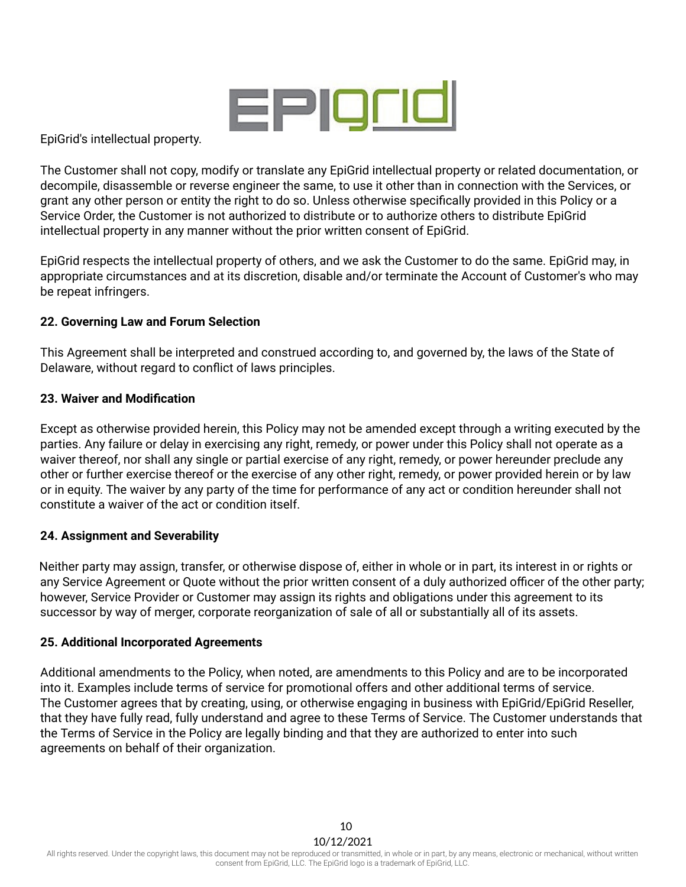EpiGrid's intellectual property.

The Customer shall not copy, modify or translate any EpiGrid intellectual property or related documentation, or decompile, disassemble or reverse engineer the same, to use it other than in connection with the Services, or grant any other person or entity the right to do so. Unless otherwise specifically provided in this Policy or a Service Order, the Customer is not authorized to distribute or to authorize others to distribute EpiGrid intellectual property in any manner without the prior written consent of EpiGrid.

EpiGrid respects the intellectual property of others, and we ask the Customer to do the same. EpiGrid may, in appropriate circumstances and at its discretion, disable and/or terminate the Account of Customer's who may be repeat infringers.

**22. Governing Law and Forum Selection**

This Agreement shall be interpreted and construed according to, and governed by, the laws of the State of Delaware, without regard to conflict of laws principles.

**23. Waiver and Modification**

Except as otherwise provided herein, this Policy may not be amended except through a writing executed by the parties. Any failure or delay in exercising any right, remedy, or power under this Policy shall not operate as a waiver thereof, nor shall any single or partial exercise of any right, remedy, or power hereunder preclude any other or further exercise thereof or the exercise of any other right, remedy, or power provided herein or by law or in equity. The waiver by any party of the time for performance of any act or condition hereunder shall not constitute a waiver of the act or condition itself.

**24. Assignment and Severability**

Neither party may assign, transfer, or otherwise dispose of, either in whole or in part, its interest in or rights or any Service Agreement or Quote without the prior written consent of a duly authorized officer of the other party; however, Service Provider or Customer may assign its rights and obligations under this agreement to its successor by way of merger, corporate reorganization of sale of all or substantially all of its assets.

**25. Additional Incorporated Agreements**

Additional amendments to the Policy, when noted, are amendments to this Policy and are to be incorporated into it. Examples include terms of service for promotional offers and other additional terms of service. The Customer agrees that by creating, using, or otherwise engaging in business with EpiGrid/EpiGrid Reseller, that they have fully read, fully understand and agree to these Terms of Service. The Customer understands that the Terms of Service in the Policy are legally binding and that they are authorized to enter into such agreements on behalf of their organization.